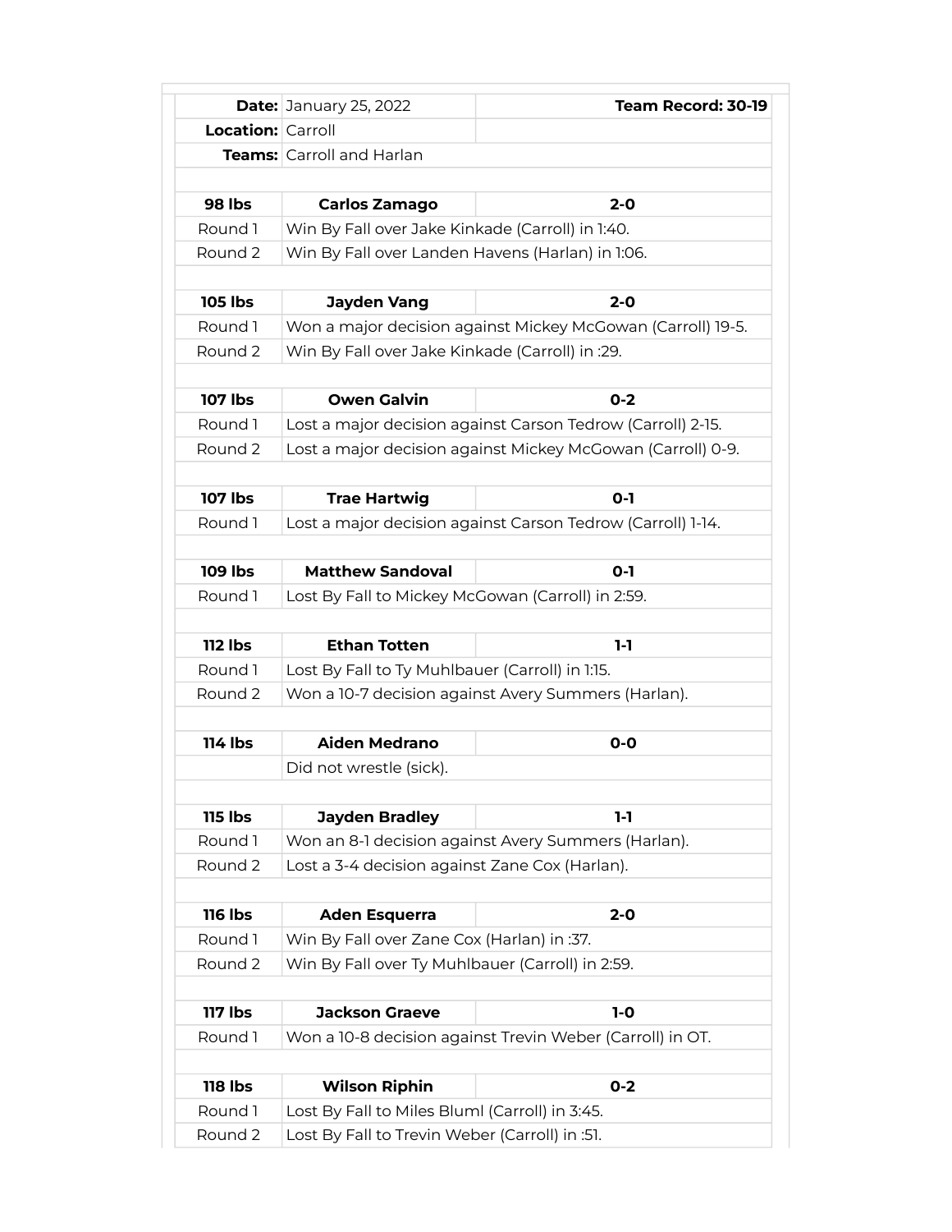| | | |
|---|---|---|
| **Date:** | January 25, 2022 | **Team Record: 30-19** |
| **Location:** | Carroll | |
| **Teams:** | Carroll and Harlan | |
| | | |
| **98 lbs** | **Carlos Zamago** | **2-0** |
| Round 1 | Win By Fall over Jake Kinkade (Carroll) in 1:40. | |
| Round 2 | Win By Fall over Landen Havens (Harlan) in 1:06. | |
| | | |
| **105 lbs** | **Jayden Vang** | **2-0** |
| Round 1 | Won a major decision against Mickey McGowan (Carroll) 19-5. | |
| Round 2 | Win By Fall over Jake Kinkade (Carroll) in :29. | |
| | | |
| **107 lbs** | **Owen Galvin** | **0-2** |
| Round 1 | Lost a major decision against Carson Tedrow (Carroll) 2-15. | |
| Round 2 | Lost a major decision against Mickey McGowan (Carroll) 0-9. | |
| | | |
| **107 lbs** | **Trae Hartwig** | **0-1** |
| Round 1 | Lost a major decision against Carson Tedrow (Carroll) 1-14. | |
| | | |
| **109 lbs** | **Matthew Sandoval** | **0-1** |
| Round 1 | Lost By Fall to Mickey McGowan (Carroll) in 2:59. | |
| | | |
| **112 lbs** | **Ethan Totten** | **1-1** |
| Round 1 | Lost By Fall to Ty Muhlbauer (Carroll) in 1:15. | |
| Round 2 | Won a 10-7 decision against Avery Summers (Harlan). | |
| | | |
| **114 lbs** | **Aiden Medrano** | **0-0** |
| | Did not wrestle (sick). | |
| | | |
| **115 lbs** | **Jayden Bradley** | **1-1** |
| Round 1 | Won an 8-1 decision against Avery Summers (Harlan). | |
| Round 2 | Lost a 3-4 decision against Zane Cox (Harlan). | |
| | | |
| **116 lbs** | **Aden Esquerra** | **2-0** |
| Round 1 | Win By Fall over Zane Cox (Harlan) in :37. | |
| Round 2 | Win By Fall over Ty Muhlbauer (Carroll) in 2:59. | |
| | | |
| **117 lbs** | **Jackson Graeve** | **1-0** |
| Round 1 | Won a 10-8 decision against Trevin Weber (Carroll) in OT. | |
| | | |
| **118 lbs** | **Wilson Riphin** | **0-2** |
| Round 1 | Lost By Fall to Miles Bluml (Carroll) in 3:45. | |
| Round 2 | Lost By Fall to Trevin Weber (Carroll) in :51. | |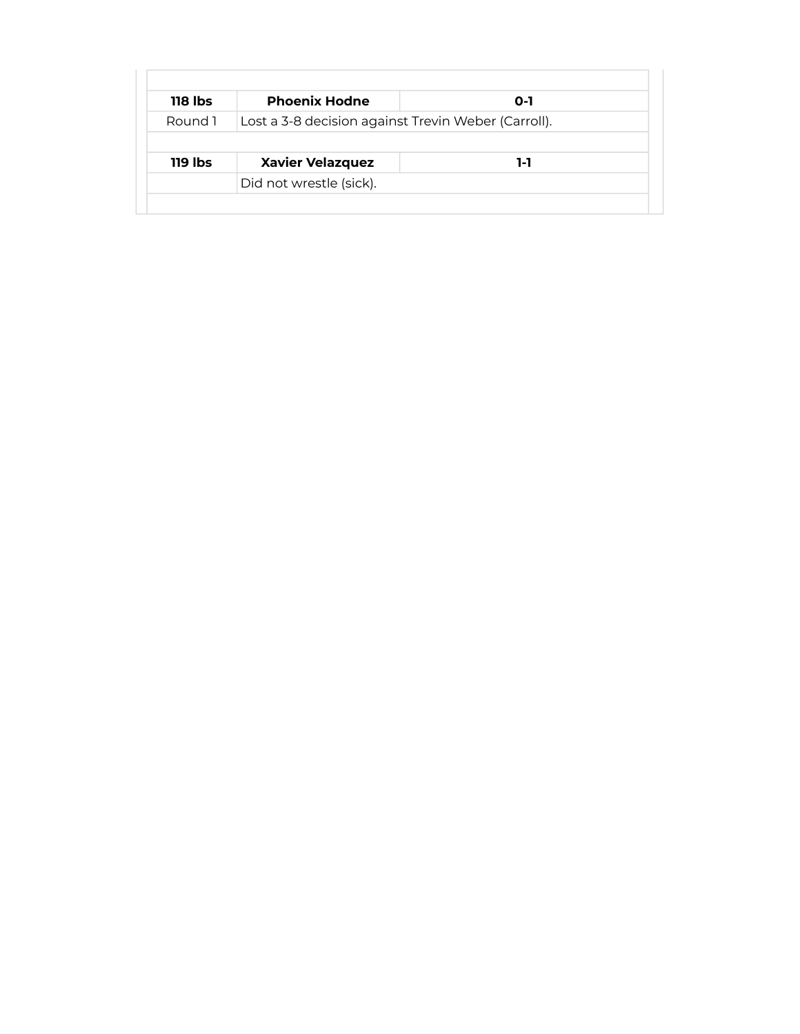| | | |
|---|---|---|
| **118 lbs** | **Phoenix Hodne** | **0-1** |
| Round 1 | Lost a 3-8 decision against Trevin Weber (Carroll). | |
| | | |
| **119 lbs** | **Xavier Velazquez** | **1-1** |
| | Did not wrestle (sick). | |
| | | |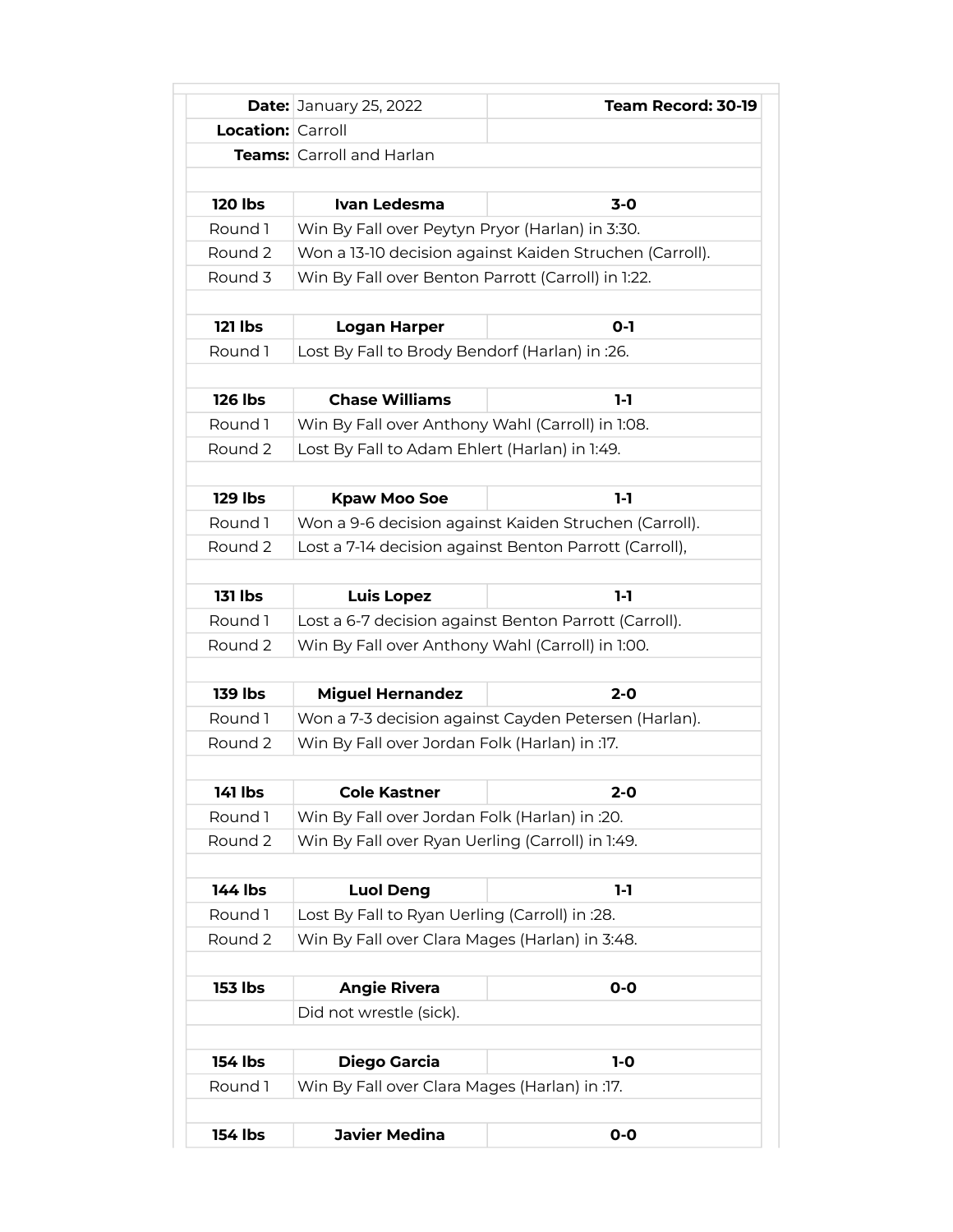| **Date:** | January 25, 2022 | **Team Record: 30-19** |
|---|---|---|
| **Location:** | Carroll | |
| **Teams:** | Carroll and Harlan | |
| | | |
| **120 lbs** | **Ivan Ledesma** | **3-0** |
| Round 1 | Win By Fall over Peytyn Pryor (Harlan) in 3:30. | |
| Round 2 | Won a 13-10 decision against Kaiden Struchen (Carroll). | |
| Round 3 | Win By Fall over Benton Parrott (Carroll) in 1:22. | |
| | | |
| **121 lbs** | **Logan Harper** | **0-1** |
| Round 1 | Lost By Fall to Brody Bendorf (Harlan) in :26. | |
| | | |
| **126 lbs** | **Chase Williams** | **1-1** |
| Round 1 | Win By Fall over Anthony Wahl (Carroll) in 1:08. | |
| Round 2 | Lost By Fall to Adam Ehlert (Harlan) in 1:49. | |
| | | |
| **129 lbs** | **Kpaw Moo Soe** | **1-1** |
| Round 1 | Won a 9-6 decision against Kaiden Struchen (Carroll). | |
| Round 2 | Lost a 7-14 decision against Benton Parrott (Carroll), | |
| | | |
| **131 lbs** | **Luis Lopez** | **1-1** |
| Round 1 | Lost a 6-7 decision against Benton Parrott (Carroll). | |
| Round 2 | Win By Fall over Anthony Wahl (Carroll) in 1:00. | |
| | | |
| **139 lbs** | **Miguel Hernandez** | **2-0** |
| Round 1 | Won a 7-3 decision against Cayden Petersen (Harlan). | |
| Round 2 | Win By Fall over Jordan Folk (Harlan) in :17. | |
| | | |
| **141 lbs** | **Cole Kastner** | **2-0** |
| Round 1 | Win By Fall over Jordan Folk (Harlan) in :20. | |
| Round 2 | Win By Fall over Ryan Uerling (Carroll) in 1:49. | |
| | | |
| **144 lbs** | **Luol Deng** | **1-1** |
| Round 1 | Lost By Fall to Ryan Uerling (Carroll) in :28. | |
| Round 2 | Win By Fall over Clara Mages (Harlan) in 3:48. | |
| | | |
| **153 lbs** | **Angie Rivera** | **0-0** |
| | Did not wrestle (sick). | |
| | | |
| **154 lbs** | **Diego Garcia** | **1-0** |
| Round 1 | Win By Fall over Clara Mages (Harlan) in :17. | |
| | | |
| **154 lbs** | **Javier Medina** | **0-0** |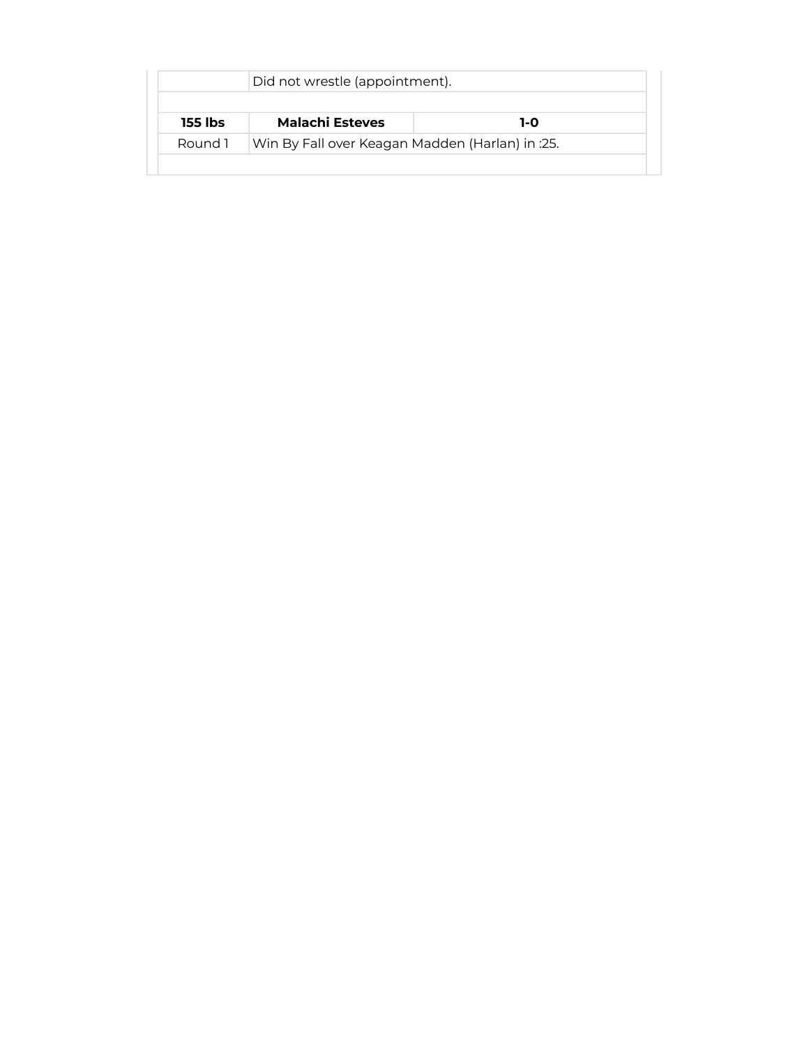| | | |
|---|---|---|
| | Did not wrestle (appointment). | |
| | | |
| **155 lbs** | **Malachi Esteves** | **1-0** |
| Round 1 | Win By Fall over Keagan Madden (Harlan) in :25. | |
| | | |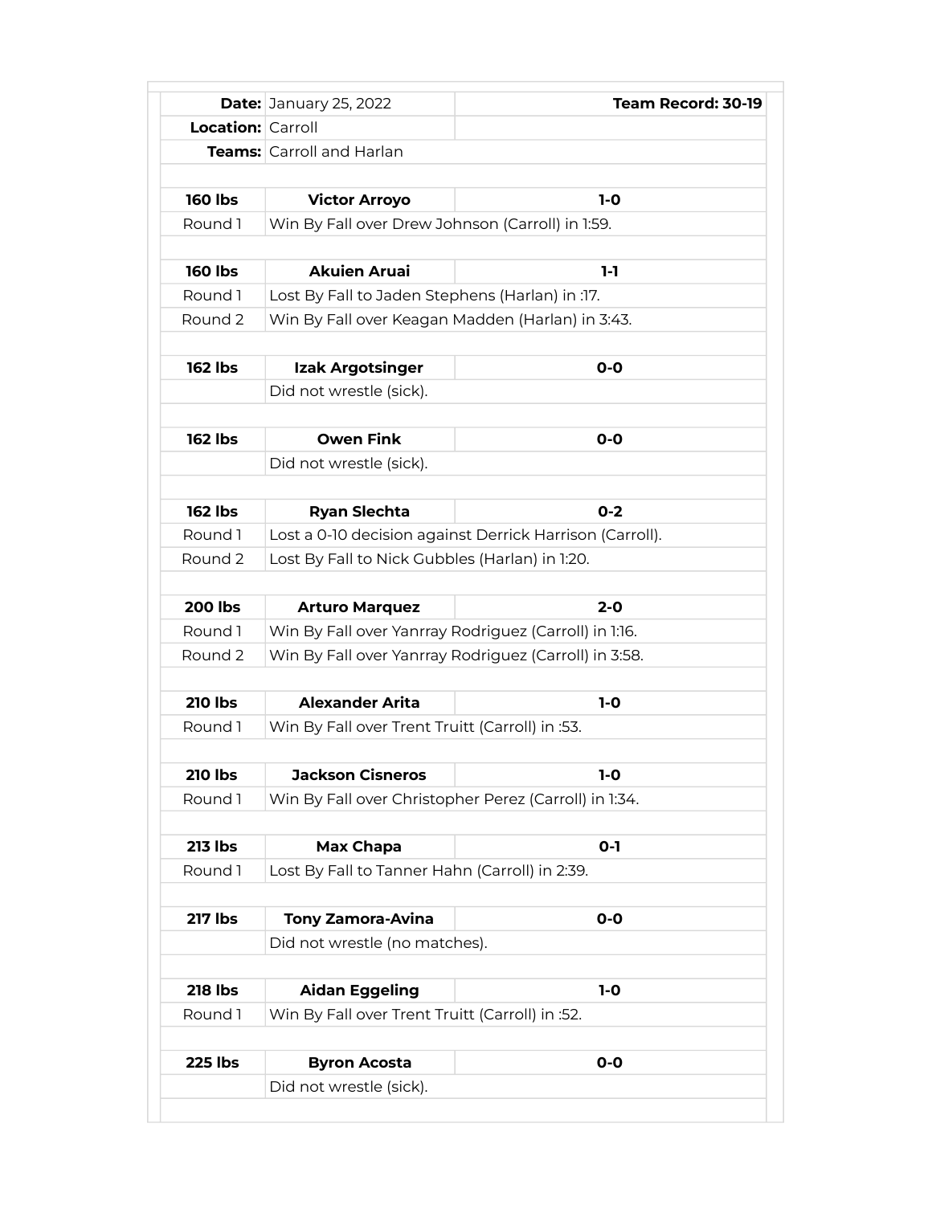| | | |
|---|---|---|
| **Date:** | January 25, 2022 | **Team Record: 30-19** |
| **Location:** | Carroll | |
| **Teams:** | Carroll and Harlan | |
| | | |
| **160 lbs** | **Victor Arroyo** | **1-0** |
| Round 1 | Win By Fall over Drew Johnson (Carroll) in 1:59. | |
| | | |
| **160 lbs** | **Akuien Aruai** | **1-1** |
| Round 1 | Lost By Fall to Jaden Stephens (Harlan) in :17. | |
| Round 2 | Win By Fall over Keagan Madden (Harlan) in 3:43. | |
| | | |
| **162 lbs** | **Izak Argotsinger** | **0-0** |
| | Did not wrestle (sick). | |
| | | |
| **162 lbs** | **Owen Fink** | **0-0** |
| | Did not wrestle (sick). | |
| | | |
| **162 lbs** | **Ryan Slechta** | **0-2** |
| Round 1 | Lost a 0-10 decision against Derrick Harrison (Carroll). | |
| Round 2 | Lost By Fall to Nick Gubbles (Harlan) in 1:20. | |
| | | |
| **200 lbs** | **Arturo Marquez** | **2-0** |
| Round 1 | Win By Fall over Yanrray Rodriguez (Carroll) in 1:16. | |
| Round 2 | Win By Fall over Yanrray Rodriguez (Carroll) in 3:58. | |
| | | |
| **210 lbs** | **Alexander Arita** | **1-0** |
| Round 1 | Win By Fall over Trent Truitt (Carroll) in :53. | |
| | | |
| **210 lbs** | **Jackson Cisneros** | **1-0** |
| Round 1 | Win By Fall over Christopher Perez (Carroll) in 1:34. | |
| | | |
| **213 lbs** | **Max Chapa** | **0-1** |
| Round 1 | Lost By Fall to Tanner Hahn (Carroll) in 2:39. | |
| | | |
| **217 lbs** | **Tony Zamora-Avina** | **0-0** |
| | Did not wrestle (no matches). | |
| | | |
| **218 lbs** | **Aidan Eggeling** | **1-0** |
| Round 1 | Win By Fall over Trent Truitt (Carroll) in :52. | |
| | | |
| **225 lbs** | **Byron Acosta** | **0-0** |
| | Did not wrestle (sick). | |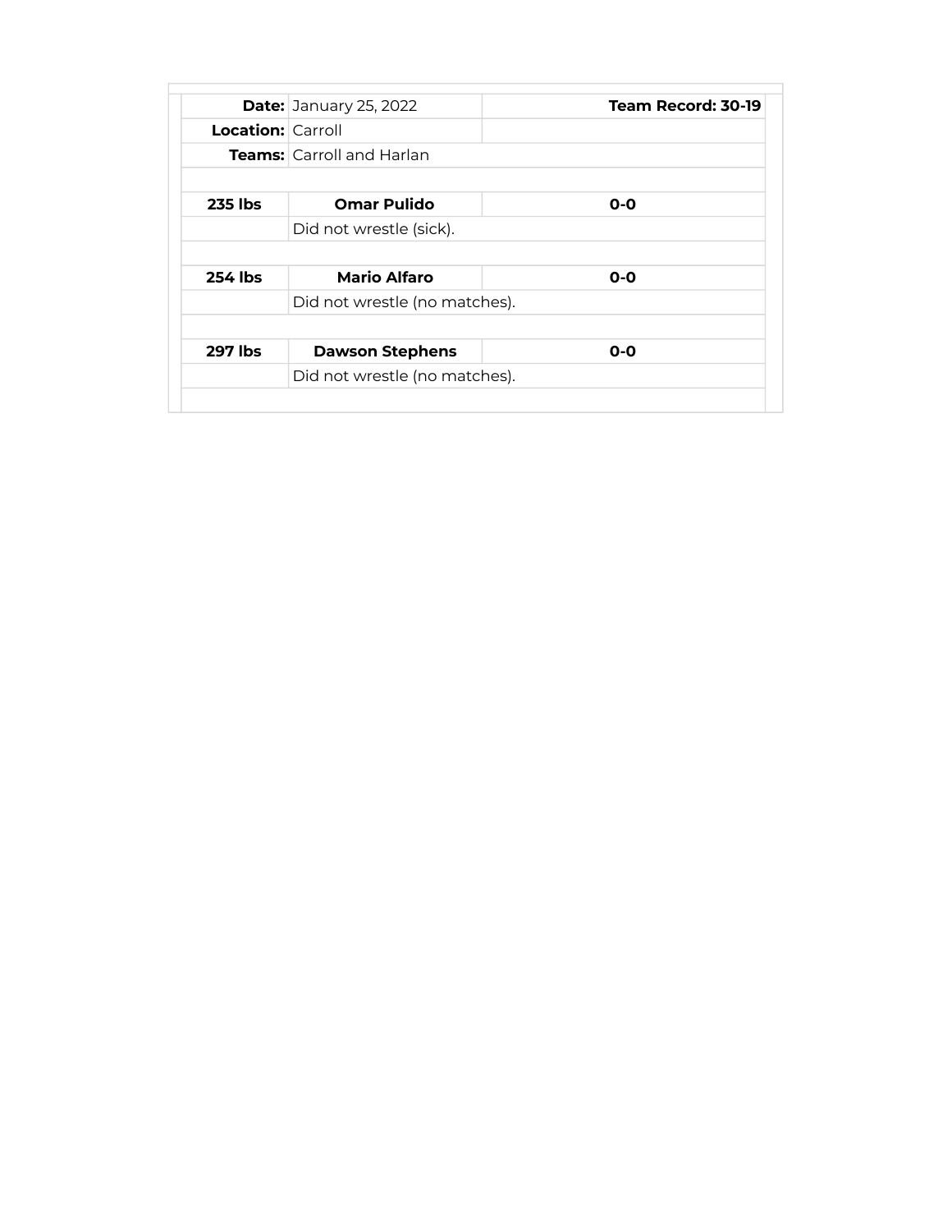| | | |
|---|---|---|
| **Date:** | January 25, 2022 | **Team Record: 30-19** |
| **Location:** | Carroll | |
| **Teams:** | Carroll and Harlan | |
| | | |
| **235 lbs** | **Omar Pulido** | **0-0** |
| | Did not wrestle (sick). | |
| | | |
| **254 lbs** | **Mario Alfaro** | **0-0** |
| | Did not wrestle (no matches). | |
| | | |
| **297 lbs** | **Dawson Stephens** | **0-0** |
| | Did not wrestle (no matches). | |